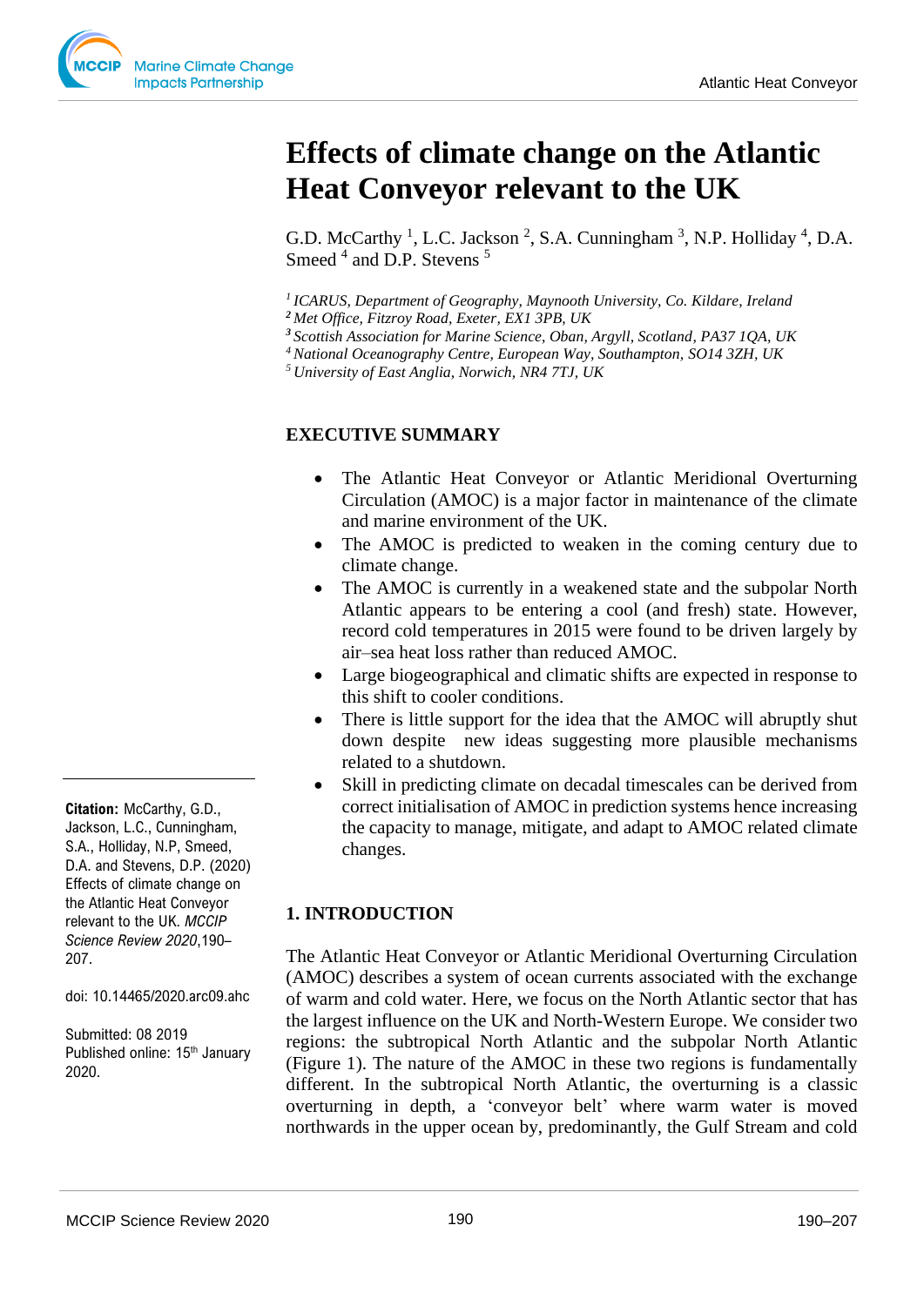# Effects of climate change on the Atlantic Heat Conveyor relevant to the UK

G.D. McCarthy [1], L.C. Jackson [2], S.A. Cunningham [3], N.P. Holliday [4], D.A. Smeed [4] and D.P. Stevens [5]

[1] *ICARUS, Department of Geography, Maynooth University, Co. Kildare, Ireland*
[2] *Met Office, Fitzroy Road, Exeter, EX1 3PB, UK*
[3] *Scottish Association for Marine Science, Oban, Argyll, Scotland, PA37 1QA, UK*
[4] *National Oceanography Centre, European Way, Southampton, SO14 3ZH, UK*
[5] *University of East Anglia, Norwich, NR4 7TJ, UK*

**Citation:** McCarthy, G.D., Jackson, L.C., Cunningham, S.A., Holliday, N.P, Smeed, D.A. and Stevens, D.P. (2020) Effects of climate change on the Atlantic Heat Conveyor relevant to the UK. *MCCIP Science Review 2020*,190–207.

doi: 10.14465/2020.arc09.ahc

Submitted: 08 2019
Published online: 15th January 2020.

## EXECUTIVE SUMMARY

- The Atlantic Heat Conveyor or Atlantic Meridional Overturning Circulation (AMOC) is a major factor in maintenance of the climate and marine environment of the UK.
- The AMOC is predicted to weaken in the coming century due to climate change.
- The AMOC is currently in a weakened state and the subpolar North Atlantic appears to be entering a cool (and fresh) state. However, record cold temperatures in 2015 were found to be driven largely by air–sea heat loss rather than reduced AMOC.
- Large biogeographical and climatic shifts are expected in response to this shift to cooler conditions.
- There is little support for the idea that the AMOC will abruptly shut down despite new ideas suggesting more plausible mechanisms related to a shutdown.
- Skill in predicting climate on decadal timescales can be derived from correct initialisation of AMOC in prediction systems hence increasing the capacity to manage, mitigate, and adapt to AMOC related climate changes.

## 1. INTRODUCTION

The Atlantic Heat Conveyor or Atlantic Meridional Overturning Circulation (AMOC) describes a system of ocean currents associated with the exchange of warm and cold water. Here, we focus on the North Atlantic sector that has the largest influence on the UK and North-Western Europe. We consider two regions: the subtropical North Atlantic and the subpolar North Atlantic (Figure 1). The nature of the AMOC in these two regions is fundamentally different. In the subtropical North Atlantic, the overturning is a classic overturning in depth, a ‘conveyor belt’ where warm water is moved northwards in the upper ocean by, predominantly, the Gulf Stream and cold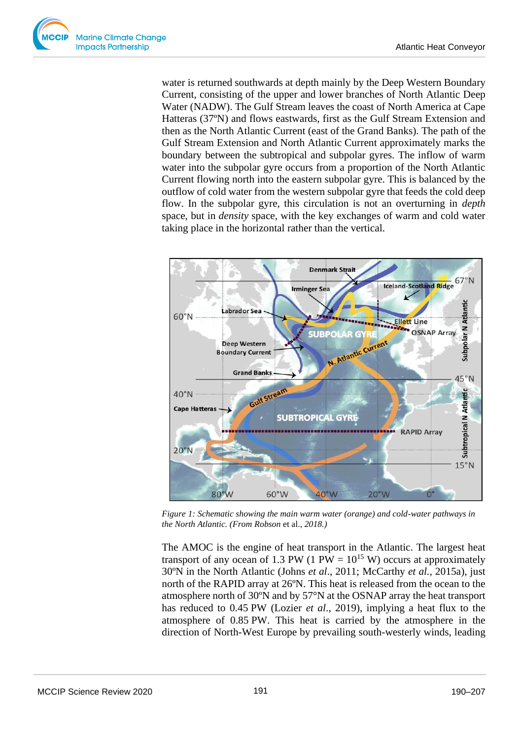water is returned southwards at depth mainly by the Deep Western Boundary Current, consisting of the upper and lower branches of North Atlantic Deep Water (NADW). The Gulf Stream leaves the coast of North America at Cape Hatteras (37ºN) and flows eastwards, first as the Gulf Stream Extension and then as the North Atlantic Current (east of the Grand Banks). The path of the Gulf Stream Extension and North Atlantic Current approximately marks the boundary between the subtropical and subpolar gyres. The inflow of warm water into the subpolar gyre occurs from a proportion of the North Atlantic Current flowing north into the eastern subpolar gyre. This is balanced by the outflow of cold water from the western subpolar gyre that feeds the cold deep flow. In the subpolar gyre, this circulation is not an overturning in *depth* space, but in *density* space, with the key exchanges of warm and cold water taking place in the horizontal rather than the vertical.

*Figure 1: Schematic showing the main warm water (orange) and cold-water pathways in the North Atlantic. (From Robson* et al.*, 2018.)*

The AMOC is the engine of heat transport in the Atlantic. The largest heat transport of any ocean of 1.3 PW (1 PW = $10^{15}$ W) occurs at approximately 30ºN in the North Atlantic (Johns *et al*., 2011; McCarthy *et al.*, 2015a), just north of the RAPID array at 26ºN. This heat is released from the ocean to the atmosphere north of 30ºN and by 57ºN at the OSNAP array the heat transport has reduced to 0.45 PW (Lozier *et al.*, 2019), implying a heat flux to the atmosphere of 0.85 PW. This heat is carried by the atmosphere in the direction of North-West Europe by prevailing south-westerly winds, leading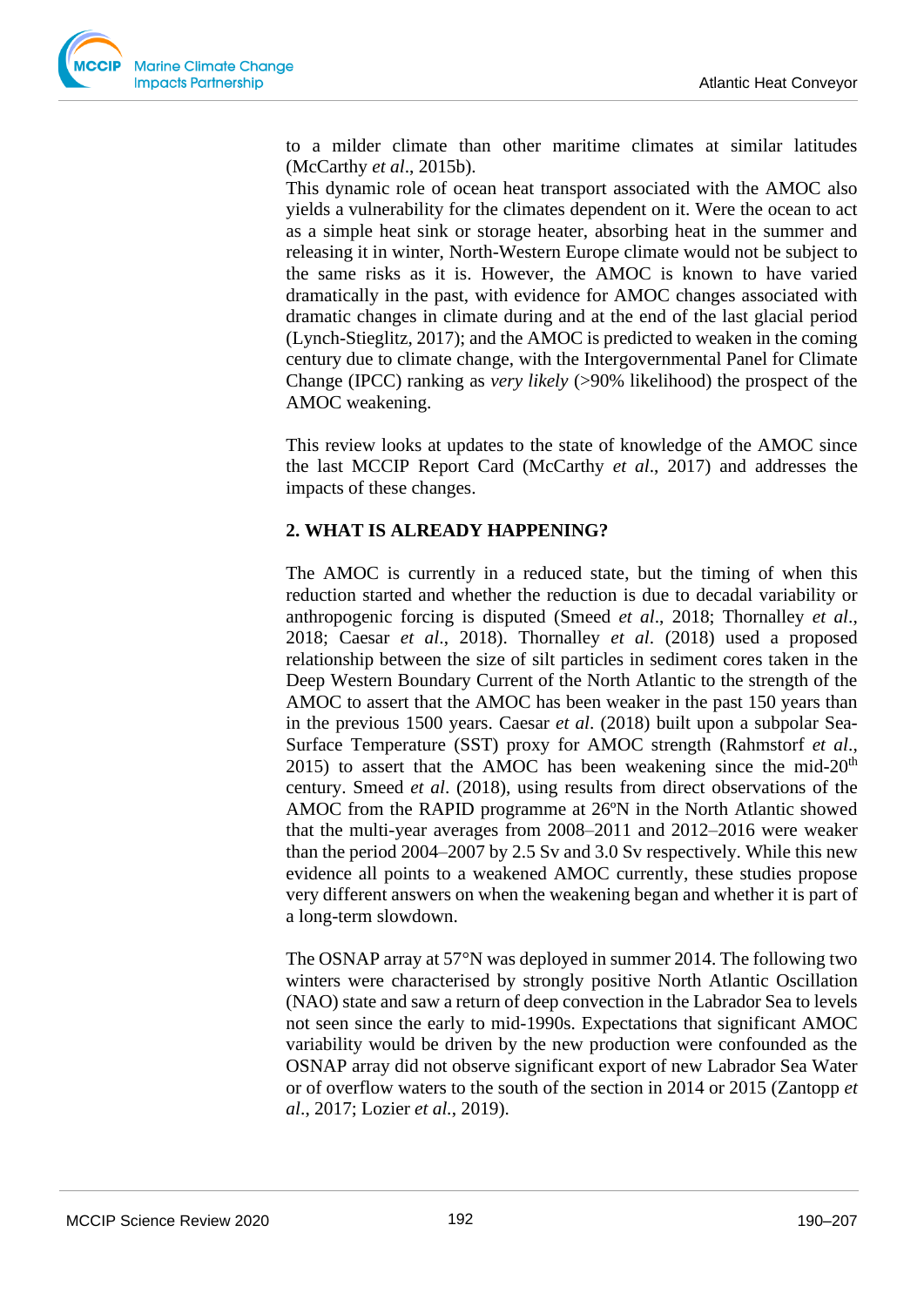to a milder climate than other maritime climates at similar latitudes (McCarthy *et al*., 2015b).

This dynamic role of ocean heat transport associated with the AMOC also yields a vulnerability for the climates dependent on it. Were the ocean to act as a simple heat sink or storage heater, absorbing heat in the summer and releasing it in winter, North-Western Europe climate would not be subject to the same risks as it is. However, the AMOC is known to have varied dramatically in the past, with evidence for AMOC changes associated with dramatic changes in climate during and at the end of the last glacial period (Lynch-Stieglitz, 2017); and the AMOC is predicted to weaken in the coming century due to climate change, with the Intergovernmental Panel for Climate Change (IPCC) ranking as *very likely* (>90% likelihood) the prospect of the AMOC weakening.

This review looks at updates to the state of knowledge of the AMOC since the last MCCIP Report Card (McCarthy *et al*., 2017) and addresses the impacts of these changes.

## 2. WHAT IS ALREADY HAPPENING?

The AMOC is currently in a reduced state, but the timing of when this reduction started and whether the reduction is due to decadal variability or anthropogenic forcing is disputed (Smeed *et al*., 2018; Thornalley *et al*., 2018; Caesar *et al*., 2018). Thornalley *et al*. (2018) used a proposed relationship between the size of silt particles in sediment cores taken in the Deep Western Boundary Current of the North Atlantic to the strength of the AMOC to assert that the AMOC has been weaker in the past 150 years than in the previous 1500 years. Caesar *et al*. (2018) built upon a subpolar Sea-Surface Temperature (SST) proxy for AMOC strength (Rahmstorf *et al*., 2015) to assert that the AMOC has been weakening since the mid-20$^{th}$ century. Smeed *et al*. (2018), using results from direct observations of the AMOC from the RAPID programme at 26ºN in the North Atlantic showed that the multi-year averages from 2008–2011 and 2012–2016 were weaker than the period 2004–2007 by 2.5 Sv and 3.0 Sv respectively. While this new evidence all points to a weakened AMOC currently, these studies propose very different answers on when the weakening began and whether it is part of a long-term slowdown.

The OSNAP array at 57°N was deployed in summer 2014. The following two winters were characterised by strongly positive North Atlantic Oscillation (NAO) state and saw a return of deep convection in the Labrador Sea to levels not seen since the early to mid-1990s. Expectations that significant AMOC variability would be driven by the new production were confounded as the OSNAP array did not observe significant export of new Labrador Sea Water or of overflow waters to the south of the section in 2014 or 2015 (Zantopp *et al*., 2017; Lozier *et al.*, 2019).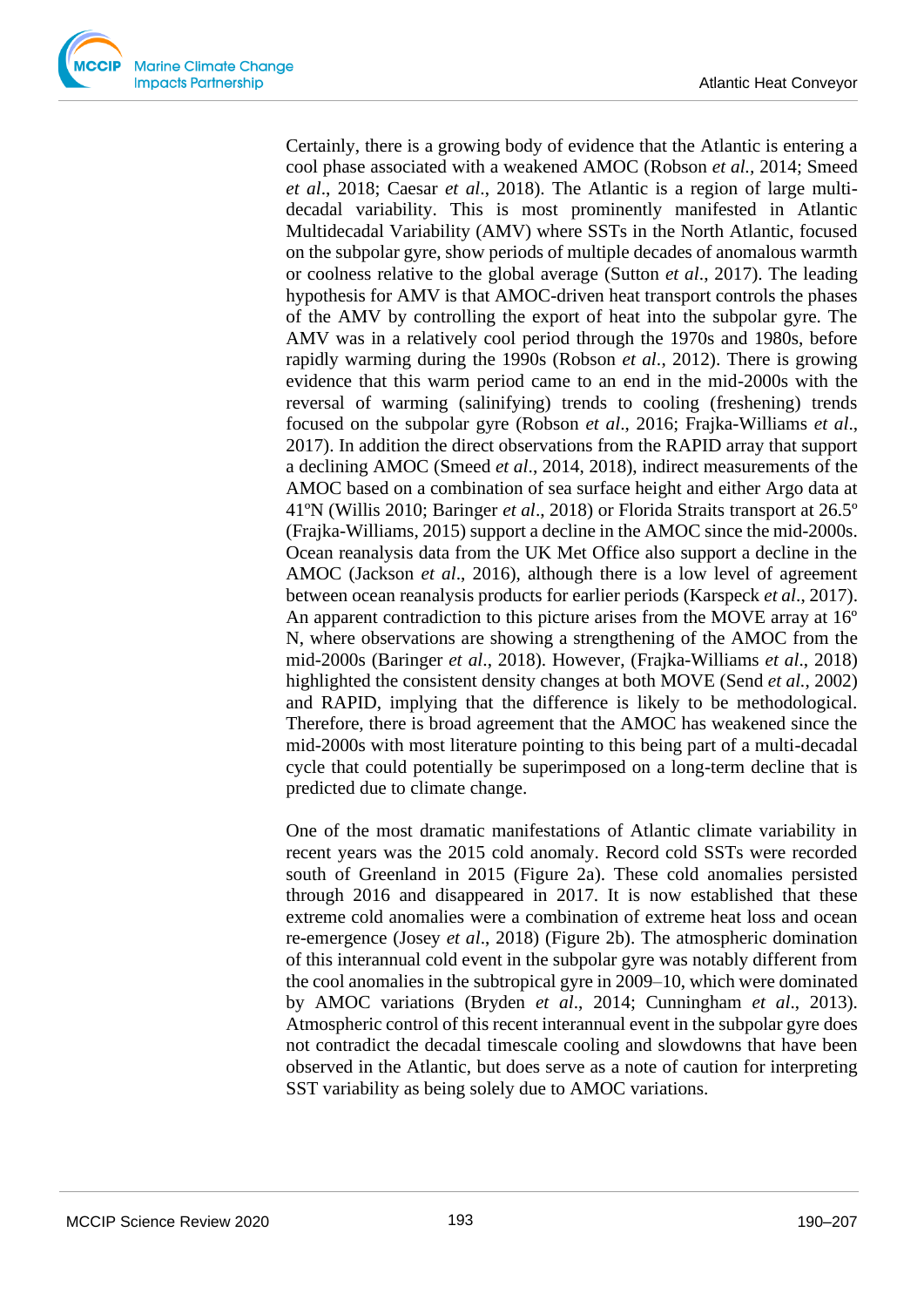Certainly, there is a growing body of evidence that the Atlantic is entering a cool phase associated with a weakened AMOC (Robson *et al.*, 2014; Smeed *et al*., 2018; Caesar *et al*., 2018). The Atlantic is a region of large multi-decadal variability. This is most prominently manifested in Atlantic Multidecadal Variability (AMV) where SSTs in the North Atlantic, focused on the subpolar gyre, show periods of multiple decades of anomalous warmth or coolness relative to the global average (Sutton *et al*., 2017). The leading hypothesis for AMV is that AMOC-driven heat transport controls the phases of the AMV by controlling the export of heat into the subpolar gyre. The AMV was in a relatively cool period through the 1970s and 1980s, before rapidly warming during the 1990s (Robson *et al*., 2012). There is growing evidence that this warm period came to an end in the mid-2000s with the reversal of warming (salinifying) trends to cooling (freshening) trends focused on the subpolar gyre (Robson *et al*., 2016; Frajka-Williams *et al*., 2017). In addition the direct observations from the RAPID array that support a declining AMOC (Smeed *et al*., 2014, 2018), indirect measurements of the AMOC based on a combination of sea surface height and either Argo data at 41ºN (Willis 2010; Baringer *et al*., 2018) or Florida Straits transport at 26.5º (Frajka-Williams, 2015) support a decline in the AMOC since the mid-2000s. Ocean reanalysis data from the UK Met Office also support a decline in the AMOC (Jackson *et al*., 2016), although there is a low level of agreement between ocean reanalysis products for earlier periods (Karspeck *et al*., 2017). An apparent contradiction to this picture arises from the MOVE array at 16º N, where observations are showing a strengthening of the AMOC from the mid-2000s (Baringer *et al*., 2018). However, (Frajka-Williams *et al*., 2018) highlighted the consistent density changes at both MOVE (Send *et al.*, 2002) and RAPID, implying that the difference is likely to be methodological. Therefore, there is broad agreement that the AMOC has weakened since the mid-2000s with most literature pointing to this being part of a multi-decadal cycle that could potentially be superimposed on a long-term decline that is predicted due to climate change.

One of the most dramatic manifestations of Atlantic climate variability in recent years was the 2015 cold anomaly. Record cold SSTs were recorded south of Greenland in 2015 (Figure 2a). These cold anomalies persisted through 2016 and disappeared in 2017. It is now established that these extreme cold anomalies were a combination of extreme heat loss and ocean re-emergence (Josey *et al*., 2018) (Figure 2b). The atmospheric domination of this interannual cold event in the subpolar gyre was notably different from the cool anomalies in the subtropical gyre in 2009–10, which were dominated by AMOC variations (Bryden *et al*., 2014; Cunningham *et al*., 2013). Atmospheric control of this recent interannual event in the subpolar gyre does not contradict the decadal timescale cooling and slowdowns that have been observed in the Atlantic, but does serve as a note of caution for interpreting SST variability as being solely due to AMOC variations.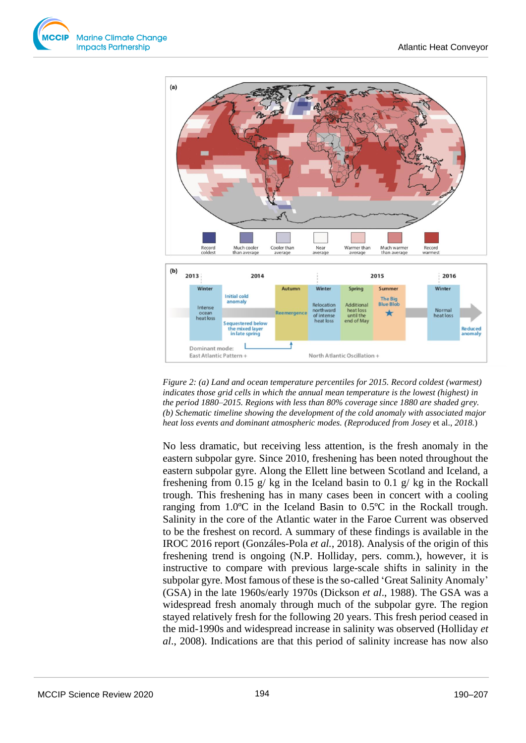*Figure 2: (a) Land and ocean temperature percentiles for 2015. Record coldest (warmest) indicates those grid cells in which the annual mean temperature is the lowest (highest) in the period 1880–2015. Regions with less than 80% coverage since 1880 are shaded grey. (b) Schematic timeline showing the development of the cold anomaly with associated major heat loss events and dominant atmospheric modes. (Reproduced from Josey* et al.*, 2018.)*

No less dramatic, but receiving less attention, is the fresh anomaly in the eastern subpolar gyre. Since 2010, freshening has been noted throughout the eastern subpolar gyre. Along the Ellett line between Scotland and Iceland, a freshening from 0.15 g/ kg in the Iceland basin to 0.1 g/ kg in the Rockall trough. This freshening has in many cases been in concert with a cooling ranging from 1.0ºC in the Iceland Basin to 0.5ºC in the Rockall trough. Salinity in the core of the Atlantic water in the Faroe Current was observed to be the freshest on record. A summary of these findings is available in the IROC 2016 report (Gonzáles-Pola *et al.*, 2018). Analysis of the origin of this freshening trend is ongoing (N.P. Holliday, pers. comm.), however, it is instructive to compare with previous large-scale shifts in salinity in the subpolar gyre. Most famous of these is the so-called 'Great Salinity Anomaly' (GSA) in the late 1960s/early 1970s (Dickson *et al*., 1988). The GSA was a widespread fresh anomaly through much of the subpolar gyre. The region stayed relatively fresh for the following 20 years. This fresh period ceased in the mid-1990s and widespread increase in salinity was observed (Holliday *et al*., 2008). Indications are that this period of salinity increase has now also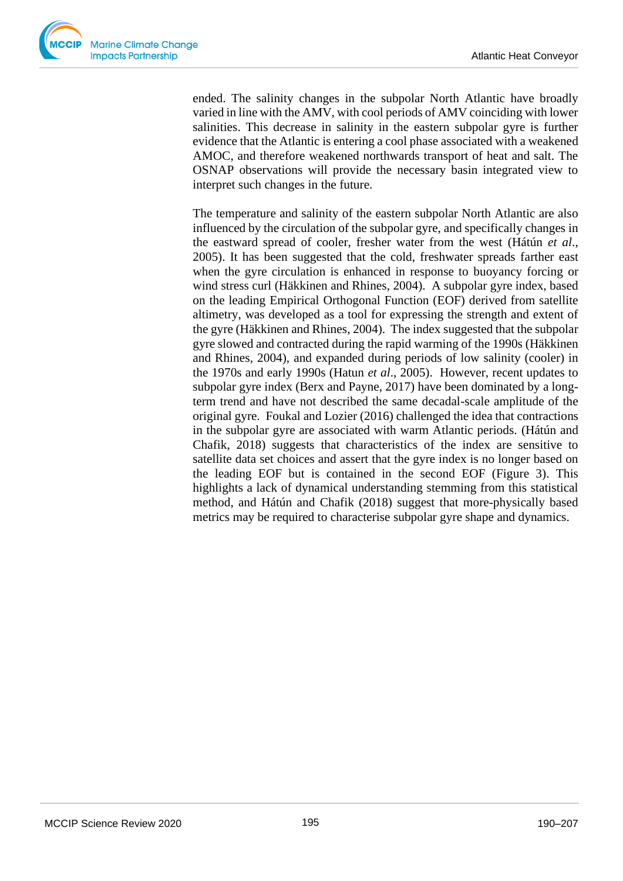ended. The salinity changes in the subpolar North Atlantic have broadly varied in line with the AMV, with cool periods of AMV coinciding with lower salinities. This decrease in salinity in the eastern subpolar gyre is further evidence that the Atlantic is entering a cool phase associated with a weakened AMOC, and therefore weakened northwards transport of heat and salt. The OSNAP observations will provide the necessary basin integrated view to interpret such changes in the future.

The temperature and salinity of the eastern subpolar North Atlantic are also influenced by the circulation of the subpolar gyre, and specifically changes in the eastward spread of cooler, fresher water from the west (Hátún *et al*., 2005). It has been suggested that the cold, freshwater spreads farther east when the gyre circulation is enhanced in response to buoyancy forcing or wind stress curl (Häkkinen and Rhines, 2004). A subpolar gyre index, based on the leading Empirical Orthogonal Function (EOF) derived from satellite altimetry, was developed as a tool for expressing the strength and extent of the gyre (Häkkinen and Rhines, 2004). The index suggested that the subpolar gyre slowed and contracted during the rapid warming of the 1990s (Häkkinen and Rhines, 2004), and expanded during periods of low salinity (cooler) in the 1970s and early 1990s (Hatun *et al*., 2005). However, recent updates to subpolar gyre index (Berx and Payne, 2017) have been dominated by a long-term trend and have not described the same decadal-scale amplitude of the original gyre. Foukal and Lozier (2016) challenged the idea that contractions in the subpolar gyre are associated with warm Atlantic periods. (Hátún and Chafik, 2018) suggests that characteristics of the index are sensitive to satellite data set choices and assert that the gyre index is no longer based on the leading EOF but is contained in the second EOF (Figure 3). This highlights a lack of dynamical understanding stemming from this statistical method, and Hátún and Chafik (2018) suggest that more-physically based metrics may be required to characterise subpolar gyre shape and dynamics.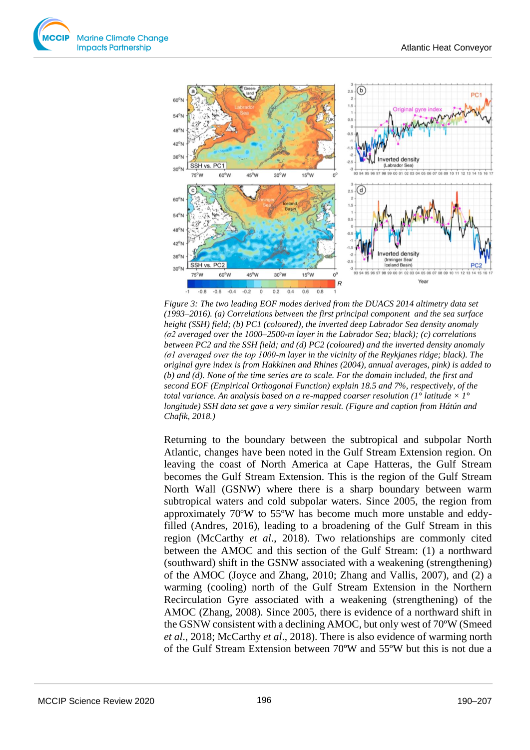*Figure 3: The two leading EOF modes derived from the DUACS 2014 altimetry data set (1993–2016). (a) Correlations between the first principal component and the sea surface height (SSH) field; (b) PC1 (coloured), the inverted deep Labrador Sea density anomaly ($\sigma 2$ averaged over the 1000–2500-m layer in the Labrador Sea; black); (c) correlations between PC2 and the SSH field; and (d) PC2 (coloured) and the inverted density anomaly ($\sigma 1$ averaged over the top 1000-m layer in the vicinity of the Reykjanes ridge; black). The original gyre index is from Hakkinen and Rhines (2004), annual averages, pink) is added to (b) and (d). None of the time series are to scale. For the domain included, the first and second EOF (Empirical Orthogonal Function) explain 18.5 and 7%, respectively, of the total variance. An analysis based on a re-mapped coarser resolution (1° latitude × 1° longitude) SSH data set gave a very similar result. (Figure and caption from Hátún and Chafik, 2018.)*

Returning to the boundary between the subtropical and subpolar North Atlantic, changes have been noted in the Gulf Stream Extension region. On leaving the coast of North America at Cape Hatteras, the Gulf Stream becomes the Gulf Stream Extension. This is the region of the Gulf Stream North Wall (GSNW) where there is a sharp boundary between warm subtropical waters and cold subpolar waters. Since 2005, the region from approximately 70ºW to 55ºW has become much more unstable and eddy-filled (Andres, 2016), leading to a broadening of the Gulf Stream in this region (McCarthy *et al*., 2018). Two relationships are commonly cited between the AMOC and this section of the Gulf Stream: (1) a northward (southward) shift in the GSNW associated with a weakening (strengthening) of the AMOC (Joyce and Zhang, 2010; Zhang and Vallis, 2007), and (2) a warming (cooling) north of the Gulf Stream Extension in the Northern Recirculation Gyre associated with a weakening (strengthening) of the AMOC (Zhang, 2008). Since 2005, there is evidence of a northward shift in the GSNW consistent with a declining AMOC, but only west of 70ºW (Smeed *et al*., 2018; McCarthy *et al*., 2018). There is also evidence of warming north of the Gulf Stream Extension between 70ºW and 55ºW but this is not due a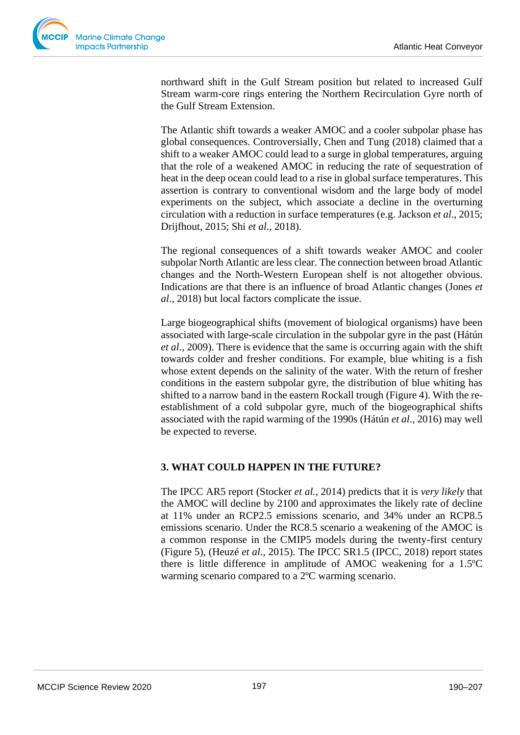northward shift in the Gulf Stream position but related to increased Gulf Stream warm-core rings entering the Northern Recirculation Gyre north of the Gulf Stream Extension.

The Atlantic shift towards a weaker AMOC and a cooler subpolar phase has global consequences. Controversially, Chen and Tung (2018) claimed that a shift to a weaker AMOC could lead to a surge in global temperatures, arguing that the role of a weakened AMOC in reducing the rate of sequestration of heat in the deep ocean could lead to a rise in global surface temperatures. This assertion is contrary to conventional wisdom and the large body of model experiments on the subject, which associate a decline in the overturning circulation with a reduction in surface temperatures (e.g. Jackson *et al*., 2015; Drijfhout, 2015; Shi *et al*., 2018).

The regional consequences of a shift towards weaker AMOC and cooler subpolar North Atlantic are less clear. The connection between broad Atlantic changes and the North-Western European shelf is not altogether obvious. Indications are that there is an influence of broad Atlantic changes (Jones *et al*., 2018) but local factors complicate the issue.

Large biogeographical shifts (movement of biological organisms) have been associated with large-scale circulation in the subpolar gyre in the past (Hátún *et al*., 2009). There is evidence that the same is occurring again with the shift towards colder and fresher conditions. For example, blue whiting is a fish whose extent depends on the salinity of the water. With the return of fresher conditions in the eastern subpolar gyre, the distribution of blue whiting has shifted to a narrow band in the eastern Rockall trough (Figure 4). With the re-establishment of a cold subpolar gyre, much of the biogeographical shifts associated with the rapid warming of the 1990s (Hátún *et al*., 2016) may well be expected to reverse.

## 3. WHAT COULD HAPPEN IN THE FUTURE?

The IPCC AR5 report (Stocker *et al.*, 2014) predicts that it is *very likely* that the AMOC will decline by 2100 and approximates the likely rate of decline at 11% under an RCP2.5 emissions scenario, and 34% under an RCP8.5 emissions scenario. Under the RC8.5 scenario a weakening of the AMOC is a common response in the CMIP5 models during the twenty-first century (Figure 5), (Heuzé *et al*., 2015). The IPCC SR1.5 (IPCC, 2018) report states there is little difference in amplitude of AMOC weakening for a 1.5ºC warming scenario compared to a 2ºC warming scenario.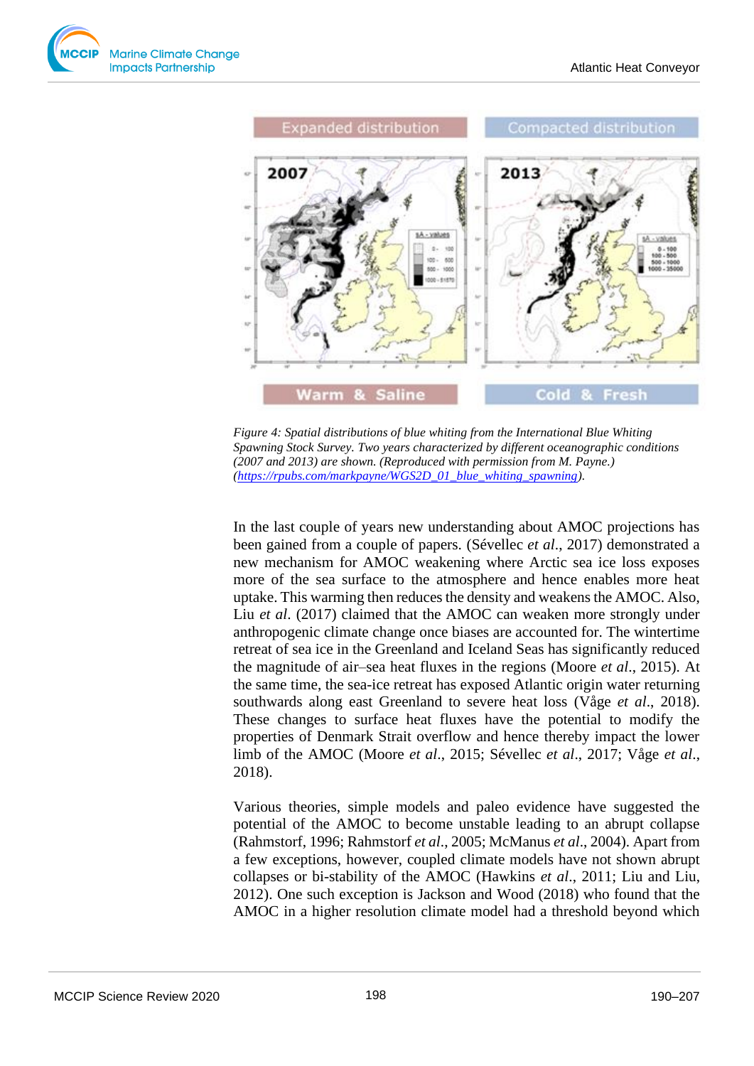*Figure 4: Spatial distributions of blue whiting from the International Blue Whiting Spawning Stock Survey. Two years characterized by different oceanographic conditions (2007 and 2013) are shown. (Reproduced with permission from M. Payne.) (https://rpubs.com/markpayne/WGS2D_01_blue_whiting_spawning).*

In the last couple of years new understanding about AMOC projections has been gained from a couple of papers. (Sévellec *et al*., 2017) demonstrated a new mechanism for AMOC weakening where Arctic sea ice loss exposes more of the sea surface to the atmosphere and hence enables more heat uptake. This warming then reduces the density and weakens the AMOC. Also, Liu *et al*. (2017) claimed that the AMOC can weaken more strongly under anthropogenic climate change once biases are accounted for. The wintertime retreat of sea ice in the Greenland and Iceland Seas has significantly reduced the magnitude of air–sea heat fluxes in the regions (Moore *et al*., 2015). At the same time, the sea-ice retreat has exposed Atlantic origin water returning southwards along east Greenland to severe heat loss (Våge *et al*., 2018). These changes to surface heat fluxes have the potential to modify the properties of Denmark Strait overflow and hence thereby impact the lower limb of the AMOC (Moore *et al*., 2015; Sévellec *et al*., 2017; Våge *et al*., 2018).

Various theories, simple models and paleo evidence have suggested the potential of the AMOC to become unstable leading to an abrupt collapse (Rahmstorf, 1996; Rahmstorf *et al*., 2005; McManus *et al*., 2004). Apart from a few exceptions, however, coupled climate models have not shown abrupt collapses or bi-stability of the AMOC (Hawkins *et al*., 2011; Liu and Liu, 2012). One such exception is Jackson and Wood (2018) who found that the AMOC in a higher resolution climate model had a threshold beyond which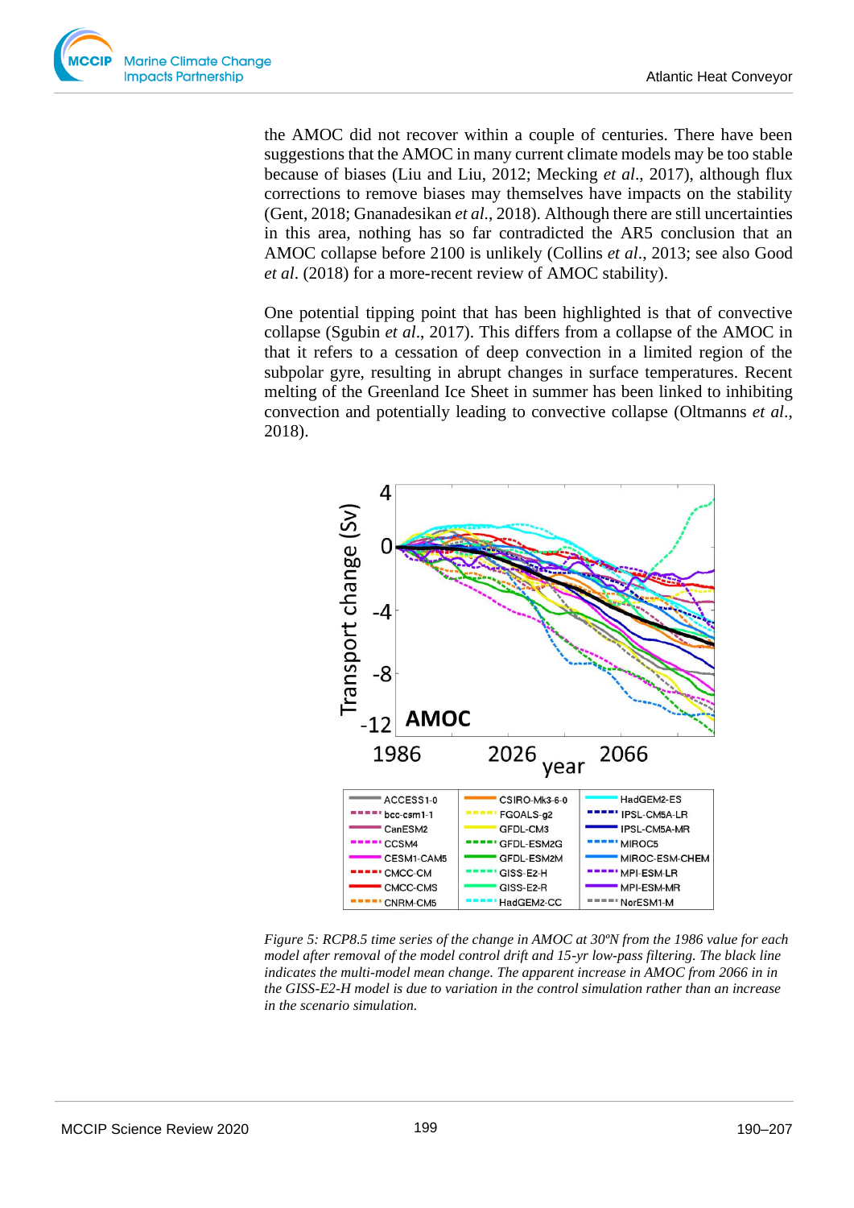the AMOC did not recover within a couple of centuries. There have been suggestions that the AMOC in many current climate models may be too stable because of biases (Liu and Liu, 2012; Mecking *et al*., 2017), although flux corrections to remove biases may themselves have impacts on the stability (Gent, 2018; Gnanadesikan *et al*., 2018). Although there are still uncertainties in this area, nothing has so far contradicted the AR5 conclusion that an AMOC collapse before 2100 is unlikely (Collins *et al*., 2013; see also Good *et al*. (2018) for a more-recent review of AMOC stability).

One potential tipping point that has been highlighted is that of convective collapse (Sgubin *et al*., 2017). This differs from a collapse of the AMOC in that it refers to a cessation of deep convection in a limited region of the subpolar gyre, resulting in abrupt changes in surface temperatures. Recent melting of the Greenland Ice Sheet in summer has been linked to inhibiting convection and potentially leading to convective collapse (Oltmanns *et al*., 2018).

*Figure 5: RCP8.5 time series of the change in AMOC at 30ºN from the 1986 value for each model after removal of the model control drift and 15-yr low-pass filtering. The black line indicates the multi-model mean change. The apparent increase in AMOC from 2066 in in the GISS-E2-H model is due to variation in the control simulation rather than an increase in the scenario simulation.*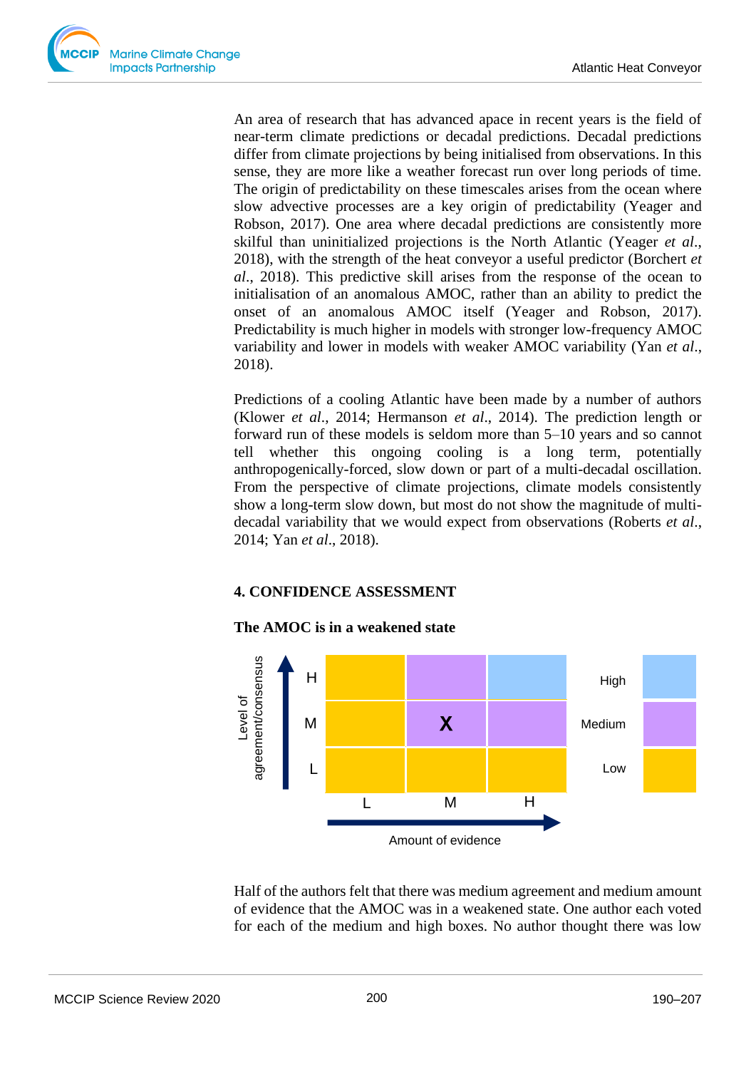An area of research that has advanced apace in recent years is the field of near-term climate predictions or decadal predictions. Decadal predictions differ from climate projections by being initialised from observations. In this sense, they are more like a weather forecast run over long periods of time. The origin of predictability on these timescales arises from the ocean where slow advective processes are a key origin of predictability (Yeager and Robson, 2017). One area where decadal predictions are consistently more skilful than uninitialized projections is the North Atlantic (Yeager *et al*., 2018), with the strength of the heat conveyor a useful predictor (Borchert *et al*., 2018). This predictive skill arises from the response of the ocean to initialisation of an anomalous AMOC, rather than an ability to predict the onset of an anomalous AMOC itself (Yeager and Robson, 2017). Predictability is much higher in models with stronger low-frequency AMOC variability and lower in models with weaker AMOC variability (Yan *et al*., 2018).

Predictions of a cooling Atlantic have been made by a number of authors (Klower *et al*., 2014; Hermanson *et al*., 2014). The prediction length or forward run of these models is seldom more than 5–10 years and so cannot tell whether this ongoing cooling is a long term, potentially anthropogenically-forced, slow down or part of a multi-decadal oscillation. From the perspective of climate projections, climate models consistently show a long-term slow down, but most do not show the magnitude of multi-decadal variability that we would expect from observations (Roberts *et al*., 2014; Yan *et al*., 2018).

## 4. CONFIDENCE ASSESSMENT

### The AMOC is in a weakened state

| Level of agreement/consensus | L | M | H |
|---|---|---|---|
| H | Low | Medium | High |
| M | Low | Medium **X** | Medium |
| L | Low | Low | Low |
| | **Amount of evidence** | | |

Half of the authors felt that there was medium agreement and medium amount of evidence that the AMOC was in a weakened state. One author each voted for each of the medium and high boxes. No author thought there was low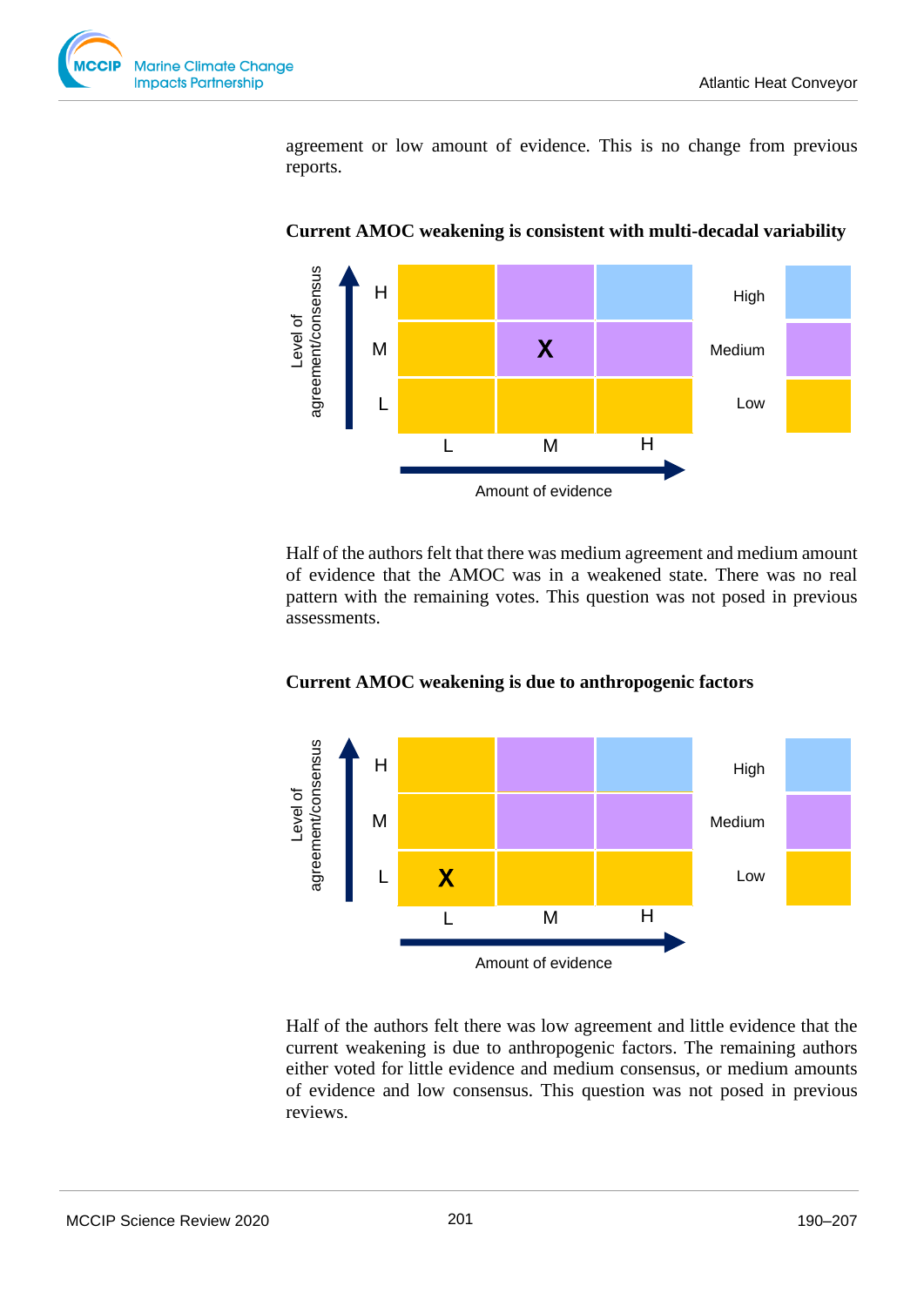agreement or low amount of evidence. This is no change from previous reports.

**Current AMOC weakening is consistent with multi-decadal variability**

| Level of agreement/consensus | L | M | H |
|---|---|---|---|
| H | | | |
| M | | X | |
| L | | | |

Amount of evidence

Half of the authors felt that there was medium agreement and medium amount of evidence that the AMOC was in a weakened state. There was no real pattern with the remaining votes. This question was not posed in previous assessments.

**Current AMOC weakening is due to anthropogenic factors**

| Level of agreement/consensus | L | M | H |
|---|---|---|---|
| H | | | |
| M | | | |
| L | X | | |

Amount of evidence

Half of the authors felt there was low agreement and little evidence that the current weakening is due to anthropogenic factors. The remaining authors either voted for little evidence and medium consensus, or medium amounts of evidence and low consensus. This question was not posed in previous reviews.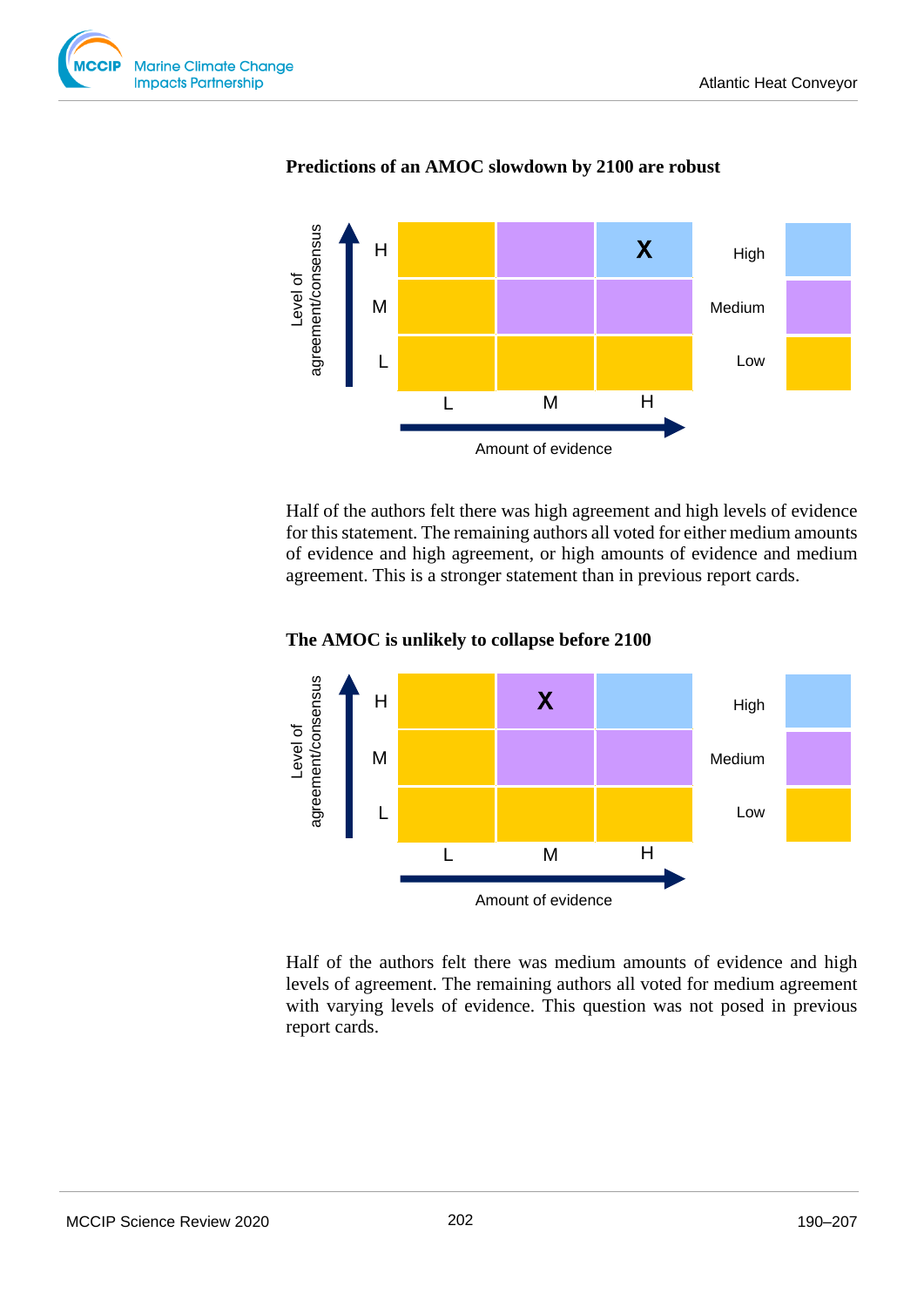**Predictions of an AMOC slowdown by 2100 are robust**

| Level of agreement/consensus | L | M | H |
|---|---|---|---|
| H | | | X |
| M | | | |
| L | | | |

Amount of evidence

Legend: High, Medium, Low

Half of the authors felt there was high agreement and high levels of evidence for this statement. The remaining authors all voted for either medium amounts of evidence and high agreement, or high amounts of evidence and medium agreement. This is a stronger statement than in previous report cards.

**The AMOC is unlikely to collapse before 2100**

| Level of agreement/consensus | L | M | H |
|---|---|---|---|
| H | | X | |
| M | | | |
| L | | | |

Amount of evidence

Legend: High, Medium, Low

Half of the authors felt there was medium amounts of evidence and high levels of agreement. The remaining authors all voted for medium agreement with varying levels of evidence. This question was not posed in previous report cards.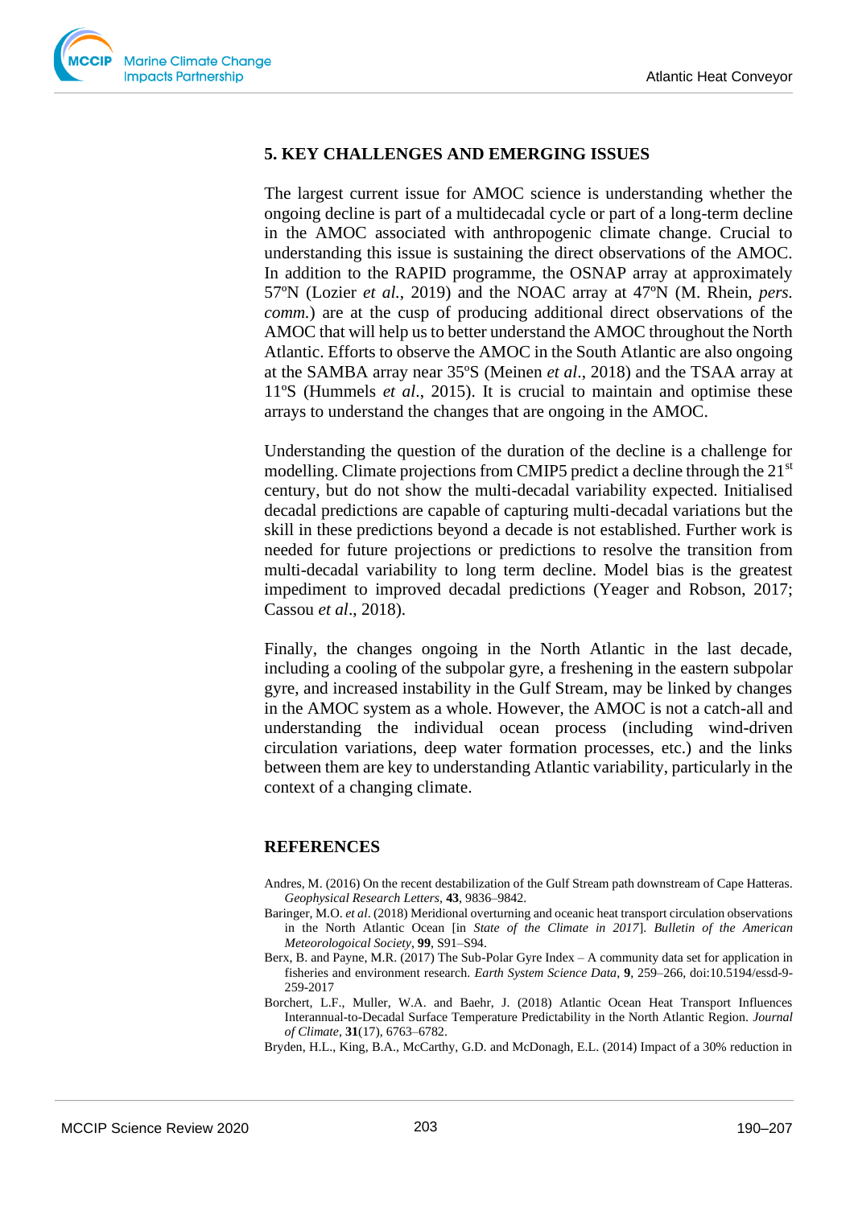## 5. KEY CHALLENGES AND EMERGING ISSUES

The largest current issue for AMOC science is understanding whether the ongoing decline is part of a multidecadal cycle or part of a long-term decline in the AMOC associated with anthropogenic climate change. Crucial to understanding this issue is sustaining the direct observations of the AMOC. In addition to the RAPID programme, the OSNAP array at approximately 57ºN (Lozier *et al.*, 2019) and the NOAC array at 47ºN (M. Rhein, *pers. comm.*) are at the cusp of producing additional direct observations of the AMOC that will help us to better understand the AMOC throughout the North Atlantic. Efforts to observe the AMOC in the South Atlantic are also ongoing at the SAMBA array near 35ºS (Meinen *et al.*, 2018) and the TSAA array at 11ºS (Hummels *et al.*, 2015). It is crucial to maintain and optimise these arrays to understand the changes that are ongoing in the AMOC.

Understanding the question of the duration of the decline is a challenge for modelling. Climate projections from CMIP5 predict a decline through the 21st century, but do not show the multi-decadal variability expected. Initialised decadal predictions are capable of capturing multi-decadal variations but the skill in these predictions beyond a decade is not established. Further work is needed for future projections or predictions to resolve the transition from multi-decadal variability to long term decline. Model bias is the greatest impediment to improved decadal predictions (Yeager and Robson, 2017; Cassou *et al*., 2018).

Finally, the changes ongoing in the North Atlantic in the last decade, including a cooling of the subpolar gyre, a freshening in the eastern subpolar gyre, and increased instability in the Gulf Stream, may be linked by changes in the AMOC system as a whole. However, the AMOC is not a catch-all and understanding the individual ocean process (including wind-driven circulation variations, deep water formation processes, etc.) and the links between them are key to understanding Atlantic variability, particularly in the context of a changing climate.

## REFERENCES

Andres, M. (2016) On the recent destabilization of the Gulf Stream path downstream of Cape Hatteras. *Geophysical Research Letters*, **43**, 9836–9842.

Baringer, M.O. *et al*. (2018) Meridional overturning and oceanic heat transport circulation observations in the North Atlantic Ocean [in *State of the Climate in 2017*]. *Bulletin of the American Meteorologoical Society*, **99**, S91–S94.

Berx, B. and Payne, M.R. (2017) The Sub-Polar Gyre Index – A community data set for application in fisheries and environment research. *Earth System Science Data*, **9**, 259–266, doi:10.5194/essd-9-259-2017

Borchert, L.F., Muller, W.A. and Baehr, J. (2018) Atlantic Ocean Heat Transport Influences Interannual-to-Decadal Surface Temperature Predictability in the North Atlantic Region. *Journal of Climate*, **31**(17), 6763–6782.

Bryden, H.L., King, B.A., McCarthy, G.D. and McDonagh, E.L. (2014) Impact of a 30% reduction in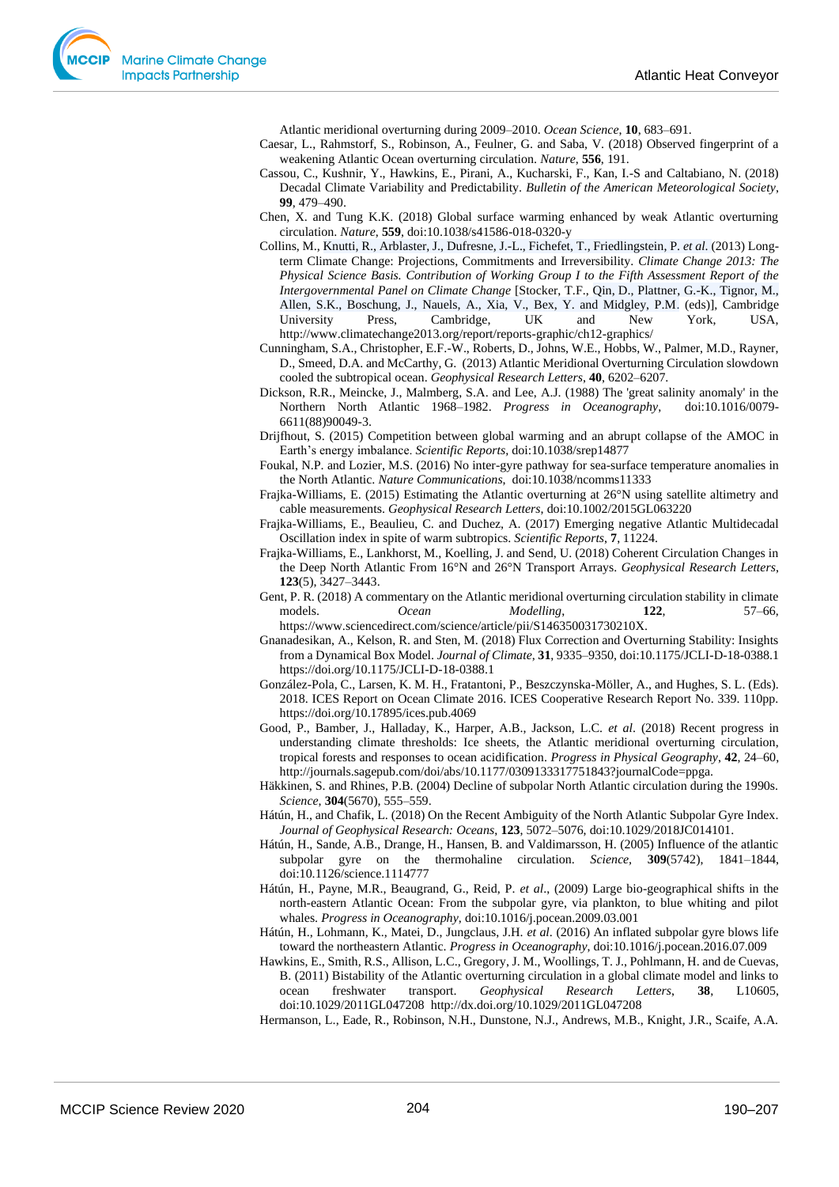Atlantic meridional overturning during 2009–2010. *Ocean Science*, **10**, 683–691.

Caesar, L., Rahmstorf, S., Robinson, A., Feulner, G. and Saba, V. (2018) Observed fingerprint of a weakening Atlantic Ocean overturning circulation. *Nature*, **556**, 191.

Cassou, C., Kushnir, Y., Hawkins, E., Pirani, A., Kucharski, F., Kan, I.-S and Caltabiano, N. (2018) Decadal Climate Variability and Predictability. *Bulletin of the American Meteorological Society*, **99**, 479–490.

Chen, X. and Tung K.K. (2018) Global surface warming enhanced by weak Atlantic overturning circulation. *Nature*, **559**, doi:10.1038/s41586-018-0320-y

Collins, M., Knutti, R., Arblaster, J., Dufresne, J.-L., Fichefet, T., Friedlingstein, P. *et al.* (2013) Long-term Climate Change: Projections, Commitments and Irreversibility. *Climate Change 2013: The Physical Science Basis. Contribution of Working Group I to the Fifth Assessment Report of the Intergovernmental Panel on Climate Change* [Stocker, T.F., Qin, D., Plattner, G.-K., Tignor, M., Allen, S.K., Boschung, J., Nauels, A., Xia, V., Bex, Y. and Midgley, P.M. (eds)], Cambridge University Press, Cambridge, UK and New York, USA, http://www.climatechange2013.org/report/reports-graphic/ch12-graphics/

Cunningham, S.A., Christopher, E.F.-W., Roberts, D., Johns, W.E., Hobbs, W., Palmer, M.D., Rayner, D., Smeed, D.A. and McCarthy, G. (2013) Atlantic Meridional Overturning Circulation slowdown cooled the subtropical ocean. *Geophysical Research Letters*, **40**, 6202–6207.

Dickson, R.R., Meincke, J., Malmberg, S.A. and Lee, A.J. (1988) The 'great salinity anomaly' in the Northern North Atlantic 1968–1982. *Progress in Oceanography*, doi:10.1016/0079-6611(88)90049-3.

Drijfhout, S. (2015) Competition between global warming and an abrupt collapse of the AMOC in Earth's energy imbalance. *Scientific Reports*, doi:10.1038/srep14877

Foukal, N.P. and Lozier, M.S. (2016) No inter-gyre pathway for sea-surface temperature anomalies in the North Atlantic. *Nature Communications*, doi:10.1038/ncomms11333

Frajka-Williams, E. (2015) Estimating the Atlantic overturning at 26°N using satellite altimetry and cable measurements. *Geophysical Research Letters*, doi:10.1002/2015GL063220

Frajka-Williams, E., Beaulieu, C. and Duchez, A. (2017) Emerging negative Atlantic Multidecadal Oscillation index in spite of warm subtropics. *Scientific Reports*, **7**, 11224.

Frajka-Williams, E., Lankhorst, M., Koelling, J. and Send, U. (2018) Coherent Circulation Changes in the Deep North Atlantic From 16°N and 26°N Transport Arrays. *Geophysical Research Letters*, **123**(5), 3427–3443.

Gent, P. R. (2018) A commentary on the Atlantic meridional overturning circulation stability in climate models. *Ocean Modelling*, **122**, 57–66, https://www.sciencedirect.com/science/article/pii/S146350031730210X.

Gnanadesikan, A., Kelson, R. and Sten, M. (2018) Flux Correction and Overturning Stability: Insights from a Dynamical Box Model. *Journal of Climate*, **31**, 9335–9350, doi:10.1175/JCLI-D-18-0388.1 https://doi.org/10.1175/JCLI-D-18-0388.1

González-Pola, C., Larsen, K. M. H., Fratantoni, P., Beszczynska-Möller, A., and Hughes, S. L. (Eds). 2018. ICES Report on Ocean Climate 2016. ICES Cooperative Research Report No. 339. 110pp. https://doi.org/10.17895/ices.pub.4069

Good, P., Bamber, J., Halladay, K., Harper, A.B., Jackson, L.C. *et al*. (2018) Recent progress in understanding climate thresholds: Ice sheets, the Atlantic meridional overturning circulation, tropical forests and responses to ocean acidification. *Progress in Physical Geography*, **42**, 24–60, http://journals.sagepub.com/doi/abs/10.1177/0309133317751843?journalCode=ppga.

Häkkinen, S. and Rhines, P.B. (2004) Decline of subpolar North Atlantic circulation during the 1990s. *Science*, **304**(5670), 555–559.

Hátún, H., and Chafik, L. (2018) On the Recent Ambiguity of the North Atlantic Subpolar Gyre Index. *Journal of Geophysical Research: Oceans*, **123**, 5072–5076, doi:10.1029/2018JC014101.

Hátún, H., Sande, A.B., Drange, H., Hansen, B. and Valdimarsson, H. (2005) Influence of the atlantic subpolar gyre on the thermohaline circulation. *Science*, **309**(5742), 1841–1844, doi:10.1126/science.1114777

Hátún, H., Payne, M.R., Beaugrand, G., Reid, P. *et al*., (2009) Large bio-geographical shifts in the north-eastern Atlantic Ocean: From the subpolar gyre, via plankton, to blue whiting and pilot whales. *Progress in Oceanography*, doi:10.1016/j.pocean.2009.03.001

Hátún, H., Lohmann, K., Matei, D., Jungclaus, J.H. *et al*. (2016) An inflated subpolar gyre blows life toward the northeastern Atlantic. *Progress in Oceanography*, doi:10.1016/j.pocean.2016.07.009

Hawkins, E., Smith, R.S., Allison, L.C., Gregory, J. M., Woollings, T. J., Pohlmann, H. and de Cuevas, B. (2011) Bistability of the Atlantic overturning circulation in a global climate model and links to ocean freshwater transport. *Geophysical Research Letters*, **38**, L10605, doi:10.1029/2011GL047208 http://dx.doi.org/10.1029/2011GL047208

Hermanson, L., Eade, R., Robinson, N.H., Dunstone, N.J., Andrews, M.B., Knight, J.R., Scaife, A.A.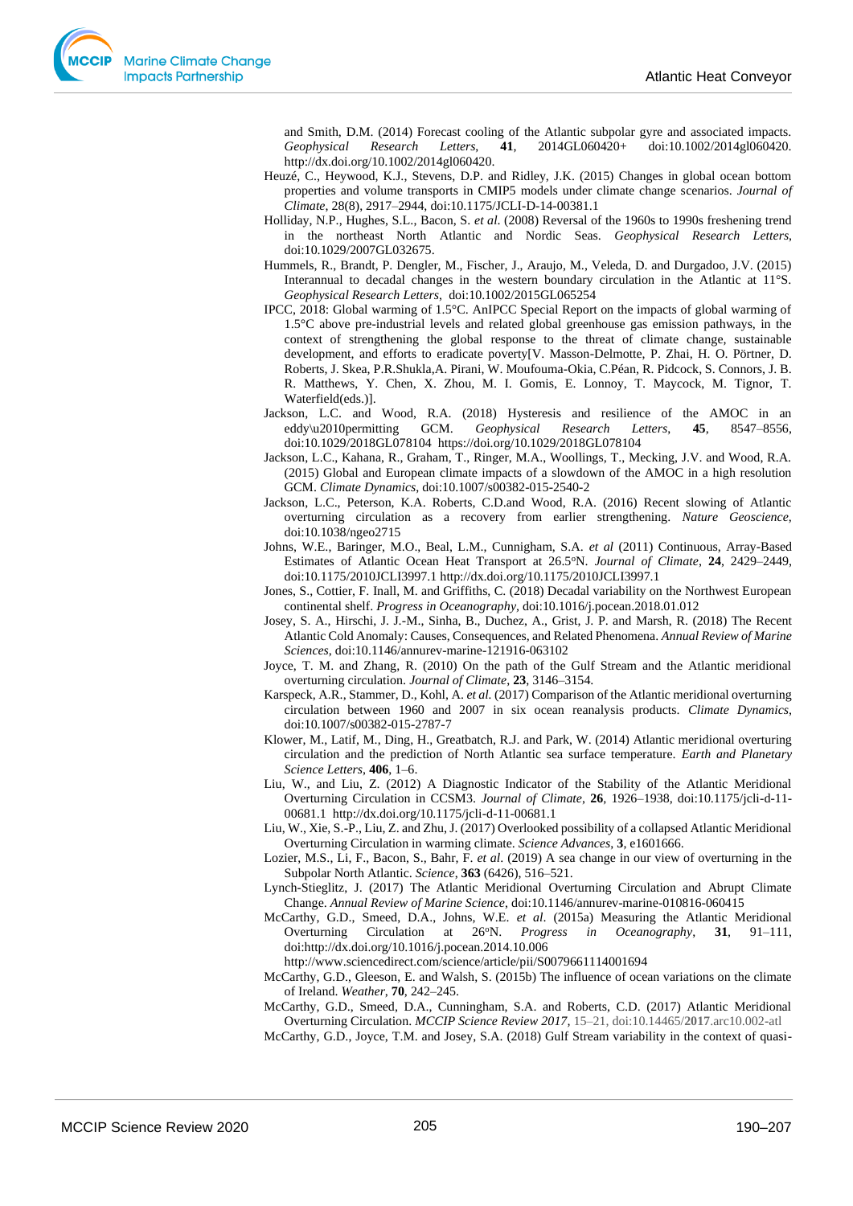and Smith, D.M. (2014) Forecast cooling of the Atlantic subpolar gyre and associated impacts. *Geophysical Research Letters*, **41**, 2014GL060420+ doi:10.1002/2014gl060420. http://dx.doi.org/10.1002/2014gl060420.

Heuzé, C., Heywood, K.J., Stevens, D.P. and Ridley, J.K. (2015) Changes in global ocean bottom properties and volume transports in CMIP5 models under climate change scenarios. *Journal of Climate*, 28(8), 2917–2944, doi:10.1175/JCLI-D-14-00381.1

Holliday, N.P., Hughes, S.L., Bacon, S. *et al.* (2008) Reversal of the 1960s to 1990s freshening trend in the northeast North Atlantic and Nordic Seas. *Geophysical Research Letters*, doi:10.1029/2007GL032675.

Hummels, R., Brandt, P. Dengler, M., Fischer, J., Araujo, M., Veleda, D. and Durgadoo, J.V. (2015) Interannual to decadal changes in the western boundary circulation in the Atlantic at 11°S. *Geophysical Research Letters*, doi:10.1002/2015GL065254

IPCC, 2018: Global warming of 1.5°C. AnIPCC Special Report on the impacts of global warming of 1.5°C above pre-industrial levels and related global greenhouse gas emission pathways, in the context of strengthening the global response to the threat of climate change, sustainable development, and efforts to eradicate poverty[V. Masson-Delmotte, P. Zhai, H. O. Pörtner, D. Roberts, J. Skea, P.R.Shukla,A. Pirani, W. Moufouma-Okia, C.Péan, R. Pidcock, S. Connors, J. B. R. Matthews, Y. Chen, X. Zhou, M. I. Gomis, E. Lonnoy, T. Maycock, M. Tignor, T. Waterfield(eds.)].

Jackson, L.C. and Wood, R.A. (2018) Hysteresis and resilience of the AMOC in an eddy\u2010permitting GCM. *Geophysical Research Letters*, **45**, 8547–8556, doi:10.1029/2018GL078104 https://doi.org/10.1029/2018GL078104

Jackson, L.C., Kahana, R., Graham, T., Ringer, M.A., Woollings, T., Mecking, J.V. and Wood, R.A. (2015) Global and European climate impacts of a slowdown of the AMOC in a high resolution GCM. *Climate Dynamics*, doi:10.1007/s00382-015-2540-2

Jackson, L.C., Peterson, K.A. Roberts, C.D.and Wood, R.A. (2016) Recent slowing of Atlantic overturning circulation as a recovery from earlier strengthening. *Nature Geoscience*, doi:10.1038/ngeo2715

Johns, W.E., Baringer, M.O., Beal, L.M., Cunnigham, S.A. *et al* (2011) Continuous, Array-Based Estimates of Atlantic Ocean Heat Transport at 26.5ºN. *Journal of Climate*, **24**, 2429–2449, doi:10.1175/2010JCLI3997.1 http://dx.doi.org/10.1175/2010JCLI3997.1

Jones, S., Cottier, F. Inall, M. and Griffiths, C. (2018) Decadal variability on the Northwest European continental shelf. *Progress in Oceanography*, doi:10.1016/j.pocean.2018.01.012

Josey, S. A., Hirschi, J. J.-M., Sinha, B., Duchez, A., Grist, J. P. and Marsh, R. (2018) The Recent Atlantic Cold Anomaly: Causes, Consequences, and Related Phenomena. *Annual Review of Marine Sciences*, doi:10.1146/annurev-marine-121916-063102

Joyce, T. M. and Zhang, R. (2010) On the path of the Gulf Stream and the Atlantic meridional overturning circulation. *Journal of Climate*, **23**, 3146–3154.

Karspeck, A.R., Stammer, D., Kohl, A. *et al.* (2017) Comparison of the Atlantic meridional overturning circulation between 1960 and 2007 in six ocean reanalysis products. *Climate Dynamics*, doi:10.1007/s00382-015-2787-7

Klower, M., Latif, M., Ding, H., Greatbatch, R.J. and Park, W. (2014) Atlantic meridional overturing circulation and the prediction of North Atlantic sea surface temperature. *Earth and Planetary Science Letters*, **406**, 1–6.

Liu, W., and Liu, Z. (2012) A Diagnostic Indicator of the Stability of the Atlantic Meridional Overturning Circulation in CCSM3. *Journal of Climate*, **26**, 1926–1938, doi:10.1175/jcli-d-11-00681.1 http://dx.doi.org/10.1175/jcli-d-11-00681.1

Liu, W., Xie, S.-P., Liu, Z. and Zhu, J. (2017) Overlooked possibility of a collapsed Atlantic Meridional Overturning Circulation in warming climate. *Science Advances*, **3**, e1601666.

Lozier, M.S., Li, F., Bacon, S., Bahr, F. *et al*. (2019) A sea change in our view of overturning in the Subpolar North Atlantic. *Science*, **363** (6426), 516–521.

Lynch-Stieglitz, J. (2017) The Atlantic Meridional Overturning Circulation and Abrupt Climate Change. *Annual Review of Marine Science*, doi:10.1146/annurev-marine-010816-060415

McCarthy, G.D., Smeed, D.A., Johns, W.E. *et al*. (2015a) Measuring the Atlantic Meridional Overturning Circulation at 26ºN. *Progress in Oceanography*, **31**, 91–111, doi:http://dx.doi.org/10.1016/j.pocean.2014.10.006 http://www.sciencedirect.com/science/article/pii/S0079661114001694

McCarthy, G.D., Gleeson, E. and Walsh, S. (2015b) The influence of ocean variations on the climate of Ireland. *Weather*, **70**, 242–245.

McCarthy, G.D., Smeed, D.A., Cunningham, S.A. and Roberts, C.D. (2017) Atlantic Meridional Overturning Circulation. *MCCIP Science Review 2017*, 15–21, doi:10.14465/**2017**.arc10.002-atl

McCarthy, G.D., Joyce, T.M. and Josey, S.A. (2018) Gulf Stream variability in the context of quasi-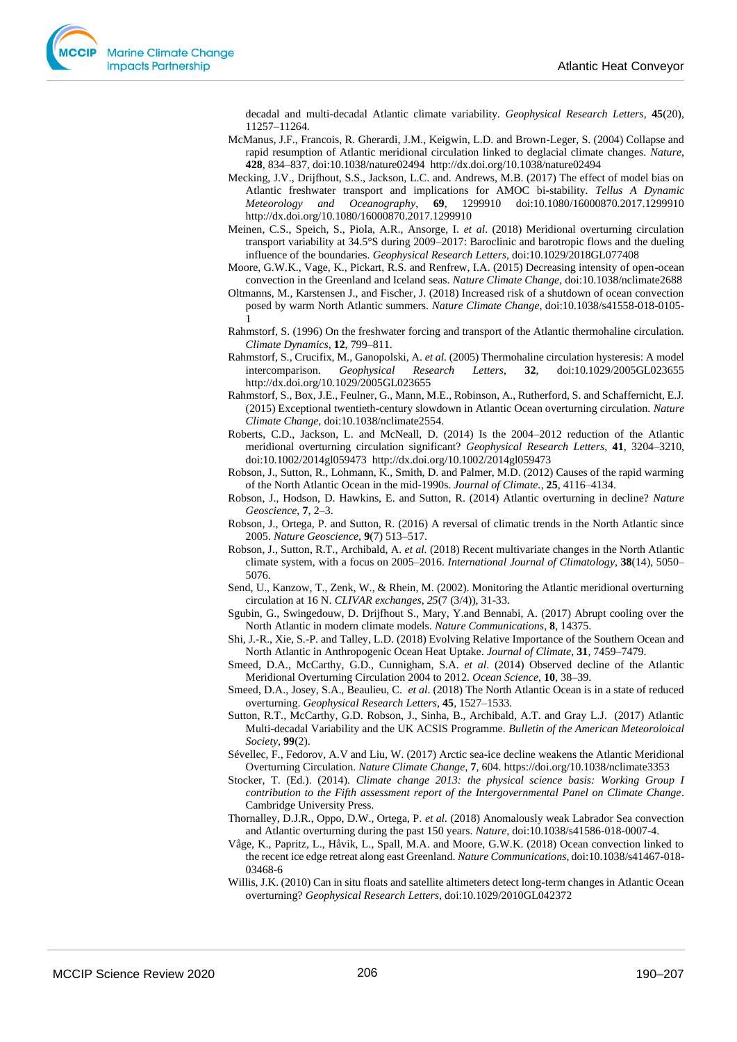decadal and multi-decadal Atlantic climate variability. *Geophysical Research Letters*, **45**(20), 11257–11264.

McManus, J.F., Francois, R. Gherardi, J.M., Keigwin, L.D. and Brown-Leger, S. (2004) Collapse and rapid resumption of Atlantic meridional circulation linked to deglacial climate changes. *Nature*, **428**, 834–837, doi:10.1038/nature02494 http://dx.doi.org/10.1038/nature02494

Mecking, J.V., Drijfhout, S.S., Jackson, L.C. and. Andrews, M.B. (2017) The effect of model bias on Atlantic freshwater transport and implications for AMOC bi-stability. *Tellus A Dynamic Meteorology and Oceanography*, **69**, 1299910 doi:10.1080/16000870.2017.1299910 http://dx.doi.org/10.1080/16000870.2017.1299910

Meinen, C.S., Speich, S., Piola, A.R., Ansorge, I. *et al.* (2018) Meridional overturning circulation transport variability at 34.5°S during 2009–2017: Baroclinic and barotropic flows and the dueling influence of the boundaries. *Geophysical Research Letters*, doi:10.1029/2018GL077408

Moore, G.W.K., Vage, K., Pickart, R.S. and Renfrew, I.A. (2015) Decreasing intensity of open-ocean convection in the Greenland and Iceland seas. *Nature Climate Change*, doi:10.1038/nclimate2688

Oltmanns, M., Karstensen J., and Fischer, J. (2018) Increased risk of a shutdown of ocean convection posed by warm North Atlantic summers. *Nature Climate Change*, doi:10.1038/s41558-018-0105-1

Rahmstorf, S. (1996) On the freshwater forcing and transport of the Atlantic thermohaline circulation. *Climate Dynamics*, **12**, 799–811.

Rahmstorf, S., Crucifix, M., Ganopolski, A. *et al.* (2005) Thermohaline circulation hysteresis: A model intercomparison. *Geophysical Research Letters*, **32**, doi:10.1029/2005GL023655 http://dx.doi.org/10.1029/2005GL023655

Rahmstorf, S., Box, J.E., Feulner, G., Mann, M.E., Robinson, A., Rutherford, S. and Schaffernicht, E.J. (2015) Exceptional twentieth-century slowdown in Atlantic Ocean overturning circulation. *Nature Climate Change*, doi:10.1038/nclimate2554.

Roberts, C.D., Jackson, L. and McNeall, D. (2014) Is the 2004–2012 reduction of the Atlantic meridional overturning circulation significant? *Geophysical Research Letters*, **41**, 3204–3210, doi:10.1002/2014gl059473 http://dx.doi.org/10.1002/2014gl059473

Robson, J., Sutton, R., Lohmann, K., Smith, D. and Palmer, M.D. (2012) Causes of the rapid warming of the North Atlantic Ocean in the mid-1990s. *Journal of Climate.*, **25**, 4116–4134.

Robson, J., Hodson, D. Hawkins, E. and Sutton, R. (2014) Atlantic overturning in decline? *Nature Geoscience*, **7**, 2–3.

Robson, J., Ortega, P. and Sutton, R. (2016) A reversal of climatic trends in the North Atlantic since 2005. *Nature Geoscience*, **9**(7) 513–517.

Robson, J., Sutton, R.T., Archibald, A. *et al.* (2018) Recent multivariate changes in the North Atlantic climate system, with a focus on 2005–2016. *International Journal of Climatology*, **38**(14), 5050–5076.

Send, U., Kanzow, T., Zenk, W., & Rhein, M. (2002). Monitoring the Atlantic meridional overturning circulation at 16 N. *CLIVAR exchanges*, *25*(7 (3/4)), 31-33.

Sgubin, G., Swingedouw, D. Drijfhout S., Mary, Y.and Bennabi, A. (2017) Abrupt cooling over the North Atlantic in modern climate models. *Nature Communications*, **8**, 14375.

Shi, J.-R., Xie, S.-P. and Talley, L.D. (2018) Evolving Relative Importance of the Southern Ocean and North Atlantic in Anthropogenic Ocean Heat Uptake. *Journal of Climate*, **31**, 7459–7479.

Smeed, D.A., McCarthy, G.D., Cunnigham, S.A. *et al.* (2014) Observed decline of the Atlantic Meridional Overturning Circulation 2004 to 2012. *Ocean Science*, **10**, 38–39.

Smeed, D.A., Josey, S.A., Beaulieu, C. *et al*. (2018) The North Atlantic Ocean is in a state of reduced overturning. *Geophysical Research Letters*, **45**, 1527–1533.

Sutton, R.T., McCarthy, G.D. Robson, J., Sinha, B., Archibald, A.T. and Gray L.J. (2017) Atlantic Multi-decadal Variability and the UK ACSIS Programme. *Bulletin of the American Meteoroloical Society*, **99**(2).

Sévellec, F., Fedorov, A.V and Liu, W. (2017) Arctic sea-ice decline weakens the Atlantic Meridional Overturning Circulation. *Nature Climate Change*, **7**, 604. https://doi.org/10.1038/nclimate3353

Stocker, T. (Ed.). (2014). *Climate change 2013: the physical science basis: Working Group I contribution to the Fifth assessment report of the Intergovernmental Panel on Climate Change*. Cambridge University Press.

Thornalley, D.J.R., Oppo, D.W., Ortega, P. *et al.* (2018) Anomalously weak Labrador Sea convection and Atlantic overturning during the past 150 years. *Nature*, doi:10.1038/s41586-018-0007-4.

Våge, K., Papritz, L., Håvik, L., Spall, M.A. and Moore, G.W.K. (2018) Ocean convection linked to the recent ice edge retreat along east Greenland. *Nature Communications*, doi:10.1038/s41467-018-03468-6

Willis, J.K. (2010) Can in situ floats and satellite altimeters detect long-term changes in Atlantic Ocean overturning? *Geophysical Research Letters*, doi:10.1029/2010GL042372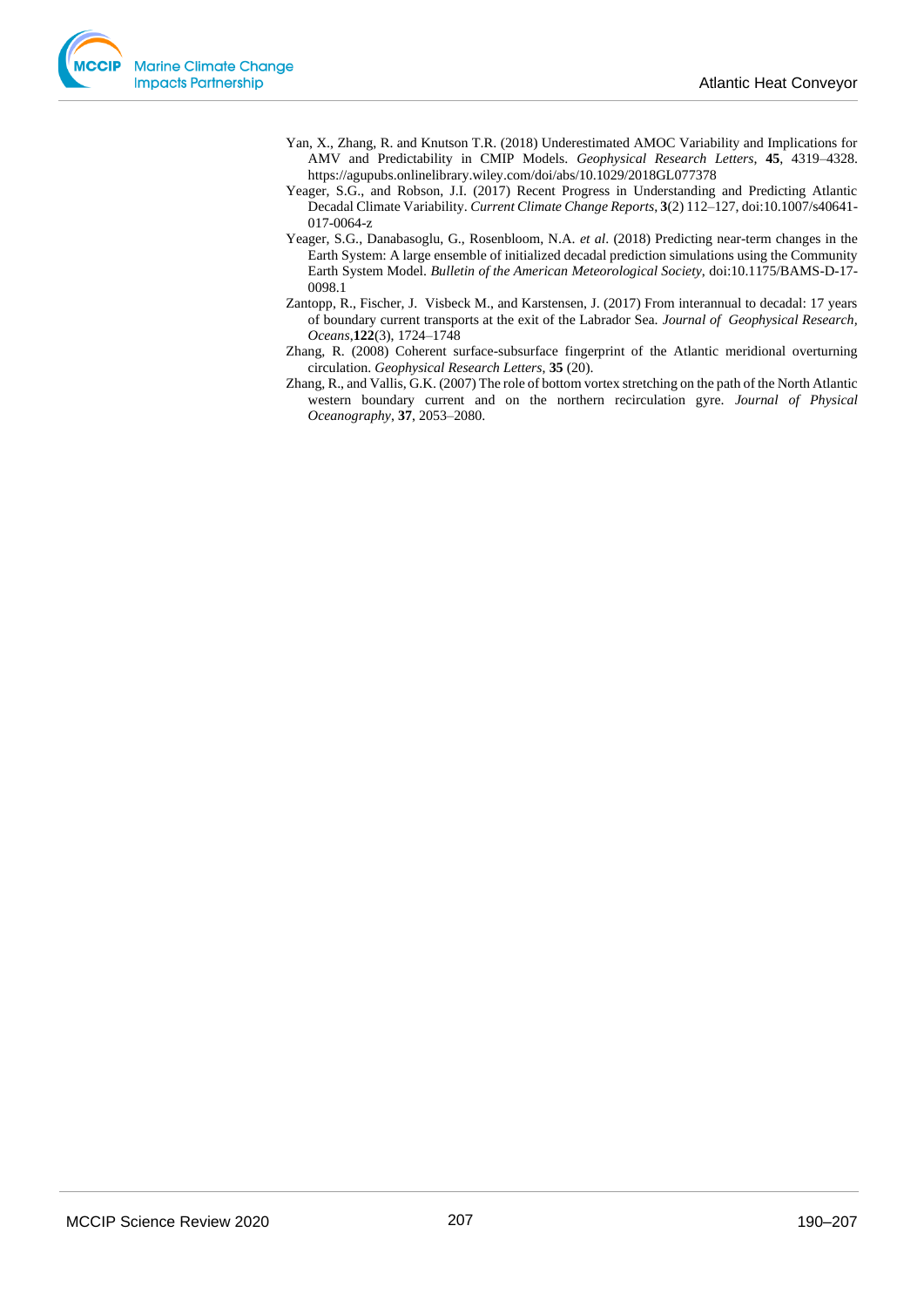Yan, X., Zhang, R. and Knutson T.R. (2018) Underestimated AMOC Variability and Implications for AMV and Predictability in CMIP Models. *Geophysical Research Letters*, **45**, 4319–4328. https://agupubs.onlinelibrary.wiley.com/doi/abs/10.1029/2018GL077378

Yeager, S.G., and Robson, J.I. (2017) Recent Progress in Understanding and Predicting Atlantic Decadal Climate Variability. *Current Climate Change Reports*, **3**(2) 112–127, doi:10.1007/s40641-017-0064-z

Yeager, S.G., Danabasoglu, G., Rosenbloom, N.A. *et al*. (2018) Predicting near-term changes in the Earth System: A large ensemble of initialized decadal prediction simulations using the Community Earth System Model. *Bulletin of the American Meteorological Society*, doi:10.1175/BAMS-D-17-0098.1

Zantopp, R., Fischer, J. Visbeck M., and Karstensen, J. (2017) From interannual to decadal: 17 years of boundary current transports at the exit of the Labrador Sea. *Journal of Geophysical Research, Oceans*,**122**(3), 1724–1748

Zhang, R. (2008) Coherent surface-subsurface fingerprint of the Atlantic meridional overturning circulation. *Geophysical Research Letters*, **35** (20).

Zhang, R., and Vallis, G.K. (2007) The role of bottom vortex stretching on the path of the North Atlantic western boundary current and on the northern recirculation gyre. *Journal of Physical Oceanography*, **37**, 2053–2080.